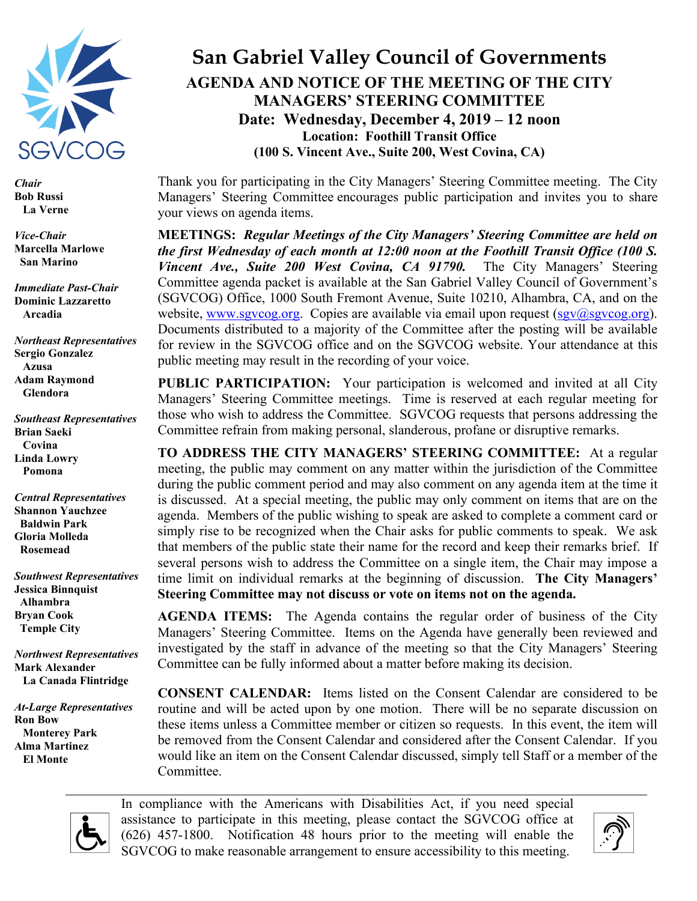SGVCOG

# San Gabriel Valley Council of Governments

## AGENDA AND NOTICE OF THE MEETING OF THE CITY MANAGERS' STEERING COMMITTEE

**Date: Wednesday, December 4, 2019 – 12 noon**

**Location: Foothill Transit Office**

**(100 S. Vincent Ave., Suite 200, West Covina, CA)**

***Chair***
**Bob Russi**
**La Verne**

***Vice-Chair***
**Marcella Marlowe**
**San Marino**

***Immediate Past-Chair***
**Dominic Lazzaretto**
**Arcadia**

***Northeast Representatives***
**Sergio Gonzalez**
**Azusa**
**Adam Raymond**
**Glendora**

***Southeast Representatives***
**Brian Saeki**
**Covina**
**Linda Lowry**
**Pomona**

***Central Representatives***
**Shannon Yauchzee**
**Baldwin Park**
**Gloria Molleda**
**Rosemead**

***Southwest Representatives***
**Jessica Binnquist**
**Alhambra**
**Bryan Cook**
**Temple City**

***Northwest Representatives***
**Mark Alexander**
**La Canada Flintridge**

***At-Large Representatives***
**Ron Bow**
**Monterey Park**
**Alma Martinez**
**El Monte**

Thank you for participating in the City Managers' Steering Committee meeting. The City Managers' Steering Committee encourages public participation and invites you to share your views on agenda items.

**MEETINGS:** ***Regular Meetings of the City Managers' Steering Committee are held on the first Wednesday of each month at 12:00 noon at the Foothill Transit Office (100 S. Vincent Ave., Suite 200 West Covina, CA 91790.*** The City Managers' Steering Committee agenda packet is available at the San Gabriel Valley Council of Government's (SGVCOG) Office, 1000 South Fremont Avenue, Suite 10210, Alhambra, CA, and on the website, www.sgvcog.org. Copies are available via email upon request (sgv@sgvcog.org). Documents distributed to a majority of the Committee after the posting will be available for review in the SGVCOG office and on the SGVCOG website. Your attendance at this public meeting may result in the recording of your voice.

**PUBLIC PARTICIPATION:** Your participation is welcomed and invited at all City Managers' Steering Committee meetings. Time is reserved at each regular meeting for those who wish to address the Committee. SGVCOG requests that persons addressing the Committee refrain from making personal, slanderous, profane or disruptive remarks.

**TO ADDRESS THE CITY MANAGERS' STEERING COMMITTEE:** At a regular meeting, the public may comment on any matter within the jurisdiction of the Committee during the public comment period and may also comment on any agenda item at the time it is discussed. At a special meeting, the public may only comment on items that are on the agenda. Members of the public wishing to speak are asked to complete a comment card or simply rise to be recognized when the Chair asks for public comments to speak. We ask that members of the public state their name for the record and keep their remarks brief. If several persons wish to address the Committee on a single item, the Chair may impose a time limit on individual remarks at the beginning of discussion. **The City Managers' Steering Committee may not discuss or vote on items not on the agenda.**

**AGENDA ITEMS:** The Agenda contains the regular order of business of the City Managers' Steering Committee. Items on the Agenda have generally been reviewed and investigated by the staff in advance of the meeting so that the City Managers' Steering Committee can be fully informed about a matter before making its decision.

**CONSENT CALENDAR:** Items listed on the Consent Calendar are considered to be routine and will be acted upon by one motion. There will be no separate discussion on these items unless a Committee member or citizen so requests. In this event, the item will be removed from the Consent Calendar and considered after the Consent Calendar. If you would like an item on the Consent Calendar discussed, simply tell Staff or a member of the Committee.

---

In compliance with the Americans with Disabilities Act, if you need special assistance to participate in this meeting, please contact the SGVCOG office at (626) 457-1800. Notification 48 hours prior to the meeting will enable the SGVCOG to make reasonable arrangement to ensure accessibility to this meeting.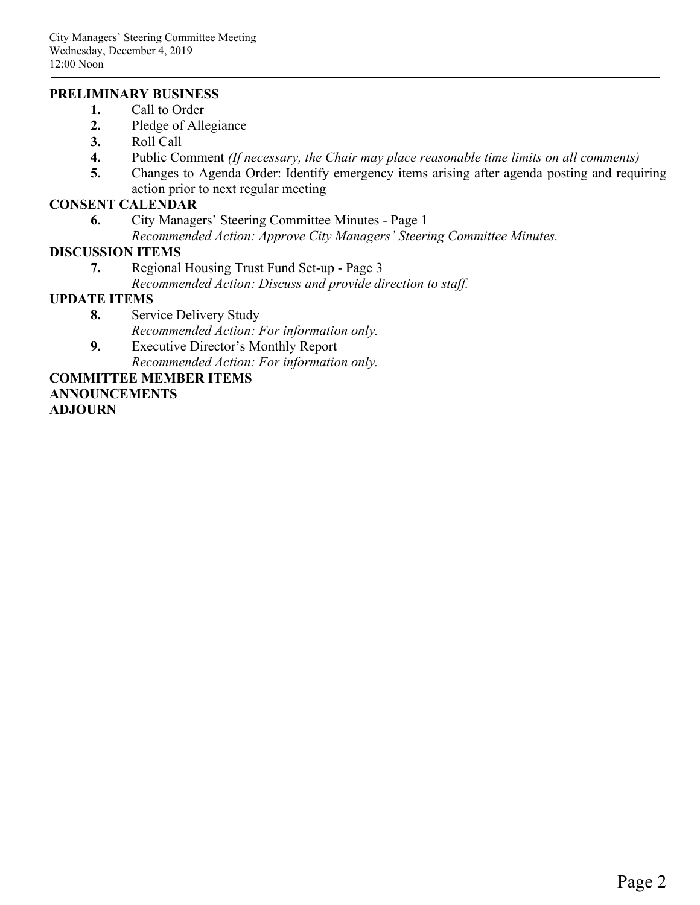## PRELIMINARY BUSINESS

1. Call to Order
2. Pledge of Allegiance
3. Roll Call
4. Public Comment *(If necessary, the Chair may place reasonable time limits on all comments)*
5. Changes to Agenda Order: Identify emergency items arising after agenda posting and requiring action prior to next regular meeting

## CONSENT CALENDAR

6. City Managers' Steering Committee Minutes - Page 1
   *Recommended Action: Approve City Managers' Steering Committee Minutes.*

## DISCUSSION ITEMS

7. Regional Housing Trust Fund Set-up - Page 3
   *Recommended Action: Discuss and provide direction to staff.*

## UPDATE ITEMS

8. Service Delivery Study
   *Recommended Action: For information only.*
9. Executive Director's Monthly Report
   *Recommended Action: For information only.*

## COMMITTEE MEMBER ITEMS

## ANNOUNCEMENTS

## ADJOURN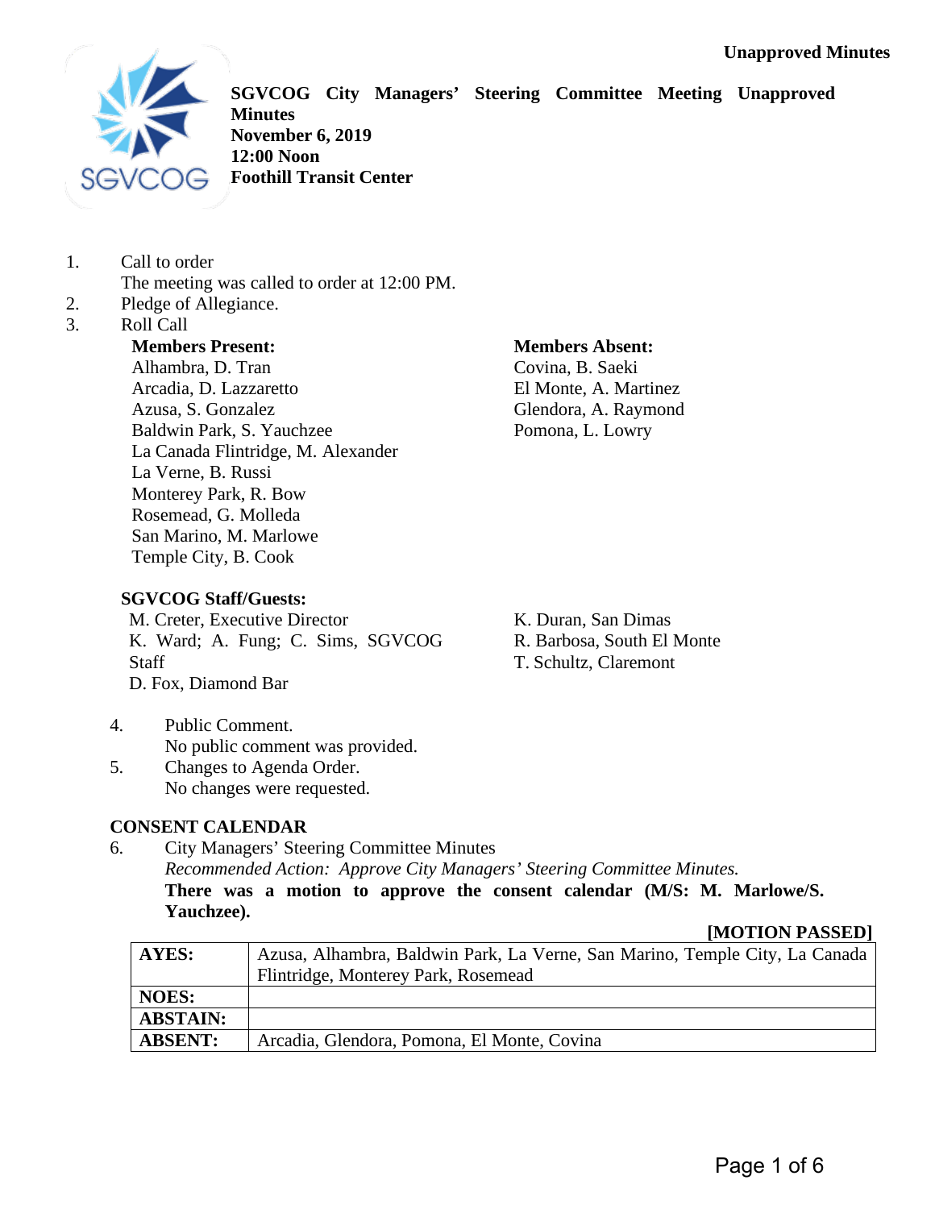Unapproved Minutes

**SGVCOG City Managers' Steering Committee Meeting Unapproved Minutes**
**November 6, 2019**
**12:00 Noon**
**Foothill Transit Center**

1. Call to order
   The meeting was called to order at 12:00 PM.
2. Pledge of Allegiance.
3. Roll Call

**Members Present:**
Alhambra, D. Tran
Arcadia, D. Lazzaretto
Azusa, S. Gonzalez
Baldwin Park, S. Yauchzee
La Canada Flintridge, M. Alexander
La Verne, B. Russi
Monterey Park, R. Bow
Rosemead, G. Molleda
San Marino, M. Marlowe
Temple City, B. Cook

**Members Absent:**
Covina, B. Saeki
El Monte, A. Martinez
Glendora, A. Raymond
Pomona, L. Lowry

**SGVCOG Staff/Guests:**
M. Creter, Executive Director
K. Ward; A. Fung; C. Sims, SGVCOG Staff
D. Fox, Diamond Bar
K. Duran, San Dimas
R. Barbosa, South El Monte
T. Schultz, Claremont

4. Public Comment.
   No public comment was provided.
5. Changes to Agenda Order.
   No changes were requested.

**CONSENT CALENDAR**

6. City Managers' Steering Committee Minutes
   *Recommended Action: Approve City Managers' Steering Committee Minutes.*
   **There was a motion to approve the consent calendar (M/S: M. Marlowe/S. Yauchzee).**

**[MOTION PASSED]**

| **AYES:** | Azusa, Alhambra, Baldwin Park, La Verne, San Marino, Temple City, La Canada Flintridge, Monterey Park, Rosemead |
|---|---|
| **NOES:** | |
| **ABSTAIN:** | |
| **ABSENT:** | Arcadia, Glendora, Pomona, El Monte, Covina |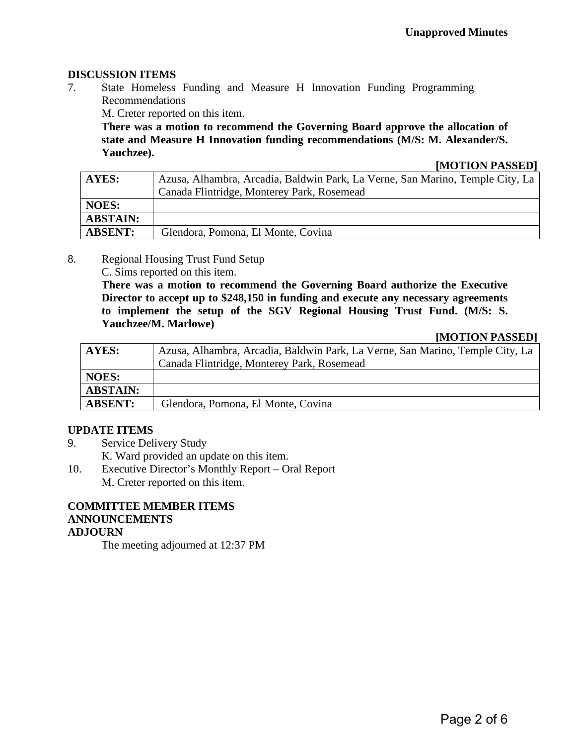**Unapproved Minutes**

## DISCUSSION ITEMS

7. State Homeless Funding and Measure H Innovation Funding Programming Recommendations

   M. Creter reported on this item.

   **There was a motion to recommend the Governing Board approve the allocation of state and Measure H Innovation funding recommendations (M/S: M. Alexander/S. Yauchzee).**

   **[MOTION PASSED]**

| **AYES:** | Azusa, Alhambra, Arcadia, Baldwin Park, La Verne, San Marino, Temple City, La Canada Flintridge, Monterey Park, Rosemead |
|---|---|
| **NOES:** | |
| **ABSTAIN:** | |
| **ABSENT:** | Glendora, Pomona, El Monte, Covina |

8. Regional Housing Trust Fund Setup

   C. Sims reported on this item.

   **There was a motion to recommend the Governing Board authorize the Executive Director to accept up to $248,150 in funding and execute any necessary agreements to implement the setup of the SGV Regional Housing Trust Fund. (M/S: S. Yauchzee/M. Marlowe)**

   **[MOTION PASSED]**

| **AYES:** | Azusa, Alhambra, Arcadia, Baldwin Park, La Verne, San Marino, Temple City, La Canada Flintridge, Monterey Park, Rosemead |
|---|---|
| **NOES:** | |
| **ABSTAIN:** | |
| **ABSENT:** | Glendora, Pomona, El Monte, Covina |

## UPDATE ITEMS

9. Service Delivery Study

   K. Ward provided an update on this item.

10. Executive Director's Monthly Report – Oral Report

    M. Creter reported on this item.

## COMMITTEE MEMBER ITEMS

## ANNOUNCEMENTS

## ADJOURN

The meeting adjourned at 12:37 PM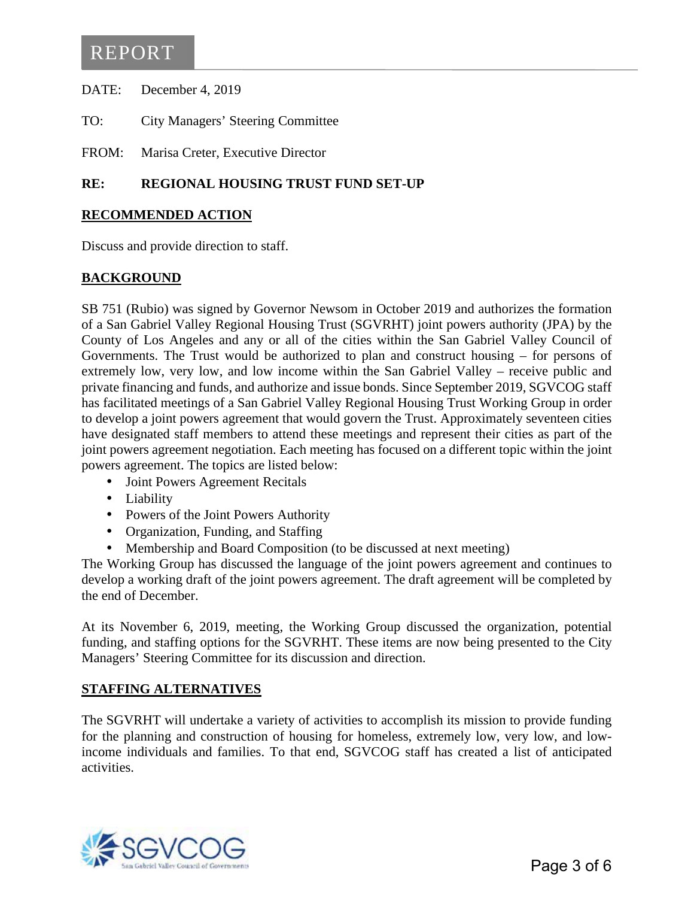# REPORT

DATE: December 4, 2019

TO: City Managers' Steering Committee

FROM: Marisa Creter, Executive Director

**RE: REGIONAL HOUSING TRUST FUND SET-UP**

## RECOMMENDED ACTION

Discuss and provide direction to staff.

## BACKGROUND

SB 751 (Rubio) was signed by Governor Newsom in October 2019 and authorizes the formation of a San Gabriel Valley Regional Housing Trust (SGVRHT) joint powers authority (JPA) by the County of Los Angeles and any or all of the cities within the San Gabriel Valley Council of Governments. The Trust would be authorized to plan and construct housing – for persons of extremely low, very low, and low income within the San Gabriel Valley – receive public and private financing and funds, and authorize and issue bonds. Since September 2019, SGVCOG staff has facilitated meetings of a San Gabriel Valley Regional Housing Trust Working Group in order to develop a joint powers agreement that would govern the Trust. Approximately seventeen cities have designated staff members to attend these meetings and represent their cities as part of the joint powers agreement negotiation. Each meeting has focused on a different topic within the joint powers agreement. The topics are listed below:

- Joint Powers Agreement Recitals
- Liability
- Powers of the Joint Powers Authority
- Organization, Funding, and Staffing
- Membership and Board Composition (to be discussed at next meeting)

The Working Group has discussed the language of the joint powers agreement and continues to develop a working draft of the joint powers agreement. The draft agreement will be completed by the end of December.

At its November 6, 2019, meeting, the Working Group discussed the organization, potential funding, and staffing options for the SGVRHT. These items are now being presented to the City Managers' Steering Committee for its discussion and direction.

## STAFFING ALTERNATIVES

The SGVRHT will undertake a variety of activities to accomplish its mission to provide funding for the planning and construction of housing for homeless, extremely low, very low, and low-income individuals and families. To that end, SGVCOG staff has created a list of anticipated activities.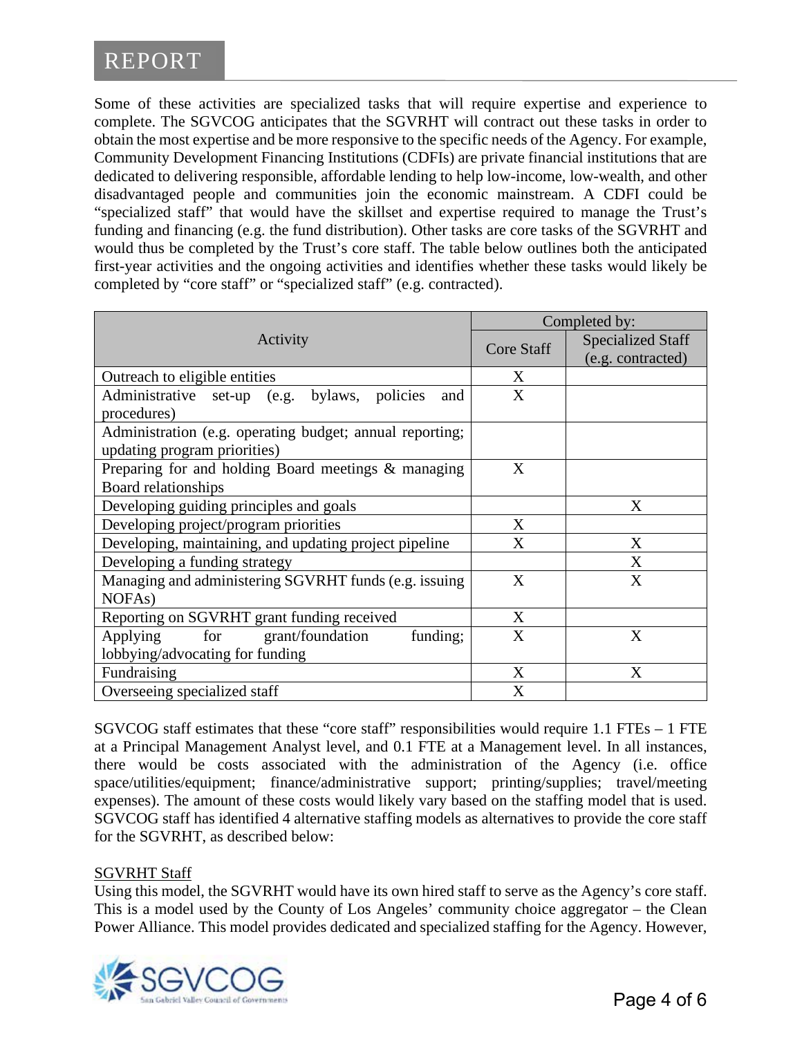Some of these activities are specialized tasks that will require expertise and experience to complete. The SGVCOG anticipates that the SGVRHT will contract out these tasks in order to obtain the most expertise and be more responsive to the specific needs of the Agency. For example, Community Development Financing Institutions (CDFIs) are private financial institutions that are dedicated to delivering responsible, affordable lending to help low-income, low-wealth, and other disadvantaged people and communities join the economic mainstream. A CDFI could be "specialized staff" that would have the skillset and expertise required to manage the Trust's funding and financing (e.g. the fund distribution). Other tasks are core tasks of the SGVRHT and would thus be completed by the Trust's core staff. The table below outlines both the anticipated first-year activities and the ongoing activities and identifies whether these tasks would likely be completed by "core staff" or "specialized staff" (e.g. contracted).

| Activity | Completed by: | |
|---|---|---|
| | Core Staff | Specialized Staff (e.g. contracted) |
| Outreach to eligible entities | X | |
| Administrative set-up (e.g. bylaws, policies and procedures) | X | |
| Administration (e.g. operating budget; annual reporting; updating program priorities) | | |
| Preparing for and holding Board meetings & managing Board relationships | X | |
| Developing guiding principles and goals | | X |
| Developing project/program priorities | X | |
| Developing, maintaining, and updating project pipeline | X | X |
| Developing a funding strategy | | X |
| Managing and administering SGVRHT funds (e.g. issuing NOFAs) | X | X |
| Reporting on SGVRHT grant funding received | X | |
| Applying for grant/foundation funding; lobbying/advocating for funding | X | X |
| Fundraising | X | X |
| Overseeing specialized staff | X | |

SGVCOG staff estimates that these "core staff" responsibilities would require 1.1 FTEs – 1 FTE at a Principal Management Analyst level, and 0.1 FTE at a Management level. In all instances, there would be costs associated with the administration of the Agency (i.e. office space/utilities/equipment; finance/administrative support; printing/supplies; travel/meeting expenses). The amount of these costs would likely vary based on the staffing model that is used. SGVCOG staff has identified 4 alternative staffing models as alternatives to provide the core staff for the SGVRHT, as described below:

<u>SGVRHT Staff</u>

Using this model, the SGVRHT would have its own hired staff to serve as the Agency's core staff. This is a model used by the County of Los Angeles' community choice aggregator – the Clean Power Alliance. This model provides dedicated and specialized staffing for the Agency. However,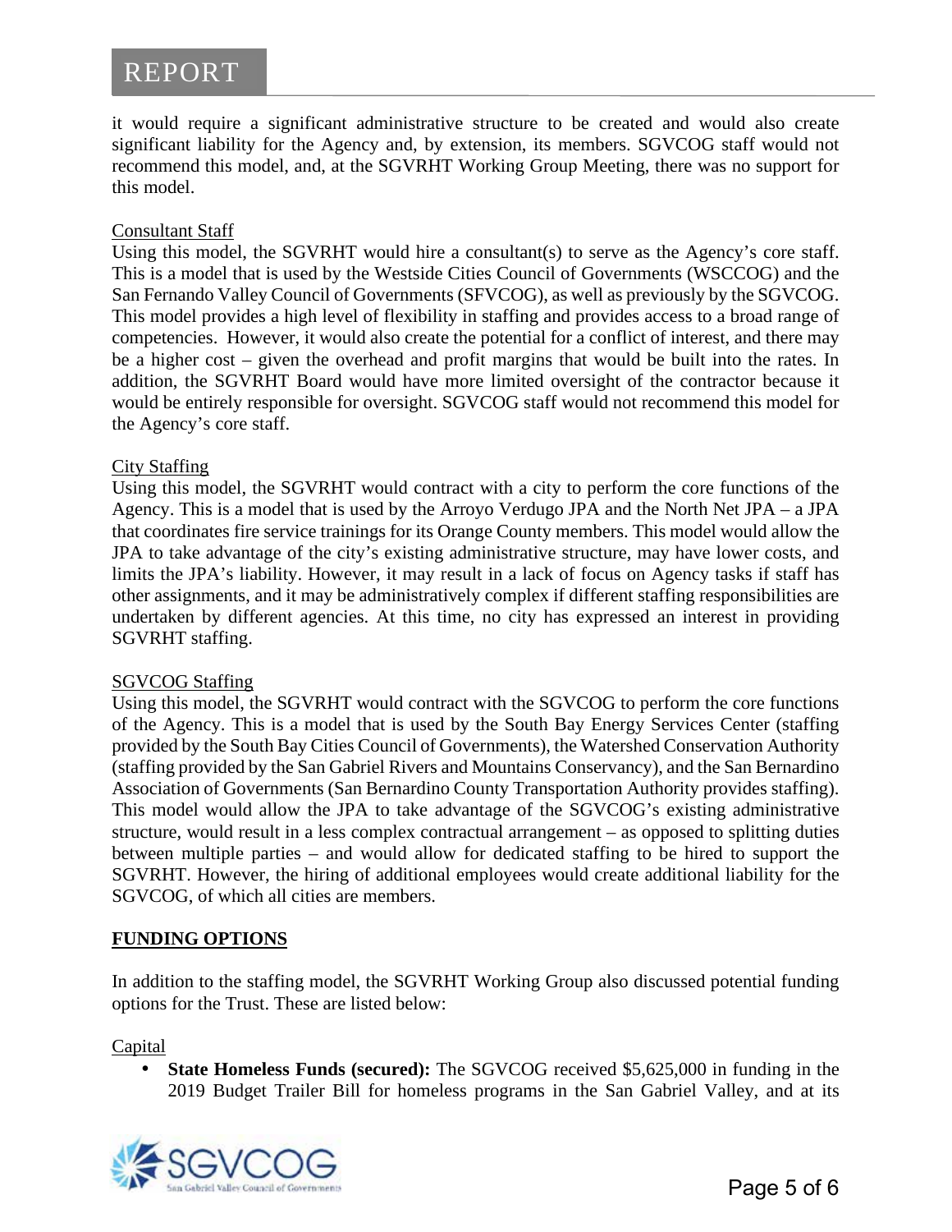it would require a significant administrative structure to be created and would also create significant liability for the Agency and, by extension, its members. SGVCOG staff would not recommend this model, and, at the SGVRHT Working Group Meeting, there was no support for this model.

Consultant Staff

Using this model, the SGVRHT would hire a consultant(s) to serve as the Agency's core staff. This is a model that is used by the Westside Cities Council of Governments (WSCCOG) and the San Fernando Valley Council of Governments (SFVCOG), as well as previously by the SGVCOG. This model provides a high level of flexibility in staffing and provides access to a broad range of competencies. However, it would also create the potential for a conflict of interest, and there may be a higher cost – given the overhead and profit margins that would be built into the rates. In addition, the SGVRHT Board would have more limited oversight of the contractor because it would be entirely responsible for oversight. SGVCOG staff would not recommend this model for the Agency's core staff.

City Staffing

Using this model, the SGVRHT would contract with a city to perform the core functions of the Agency. This is a model that is used by the Arroyo Verdugo JPA and the North Net JPA – a JPA that coordinates fire service trainings for its Orange County members. This model would allow the JPA to take advantage of the city's existing administrative structure, may have lower costs, and limits the JPA's liability. However, it may result in a lack of focus on Agency tasks if staff has other assignments, and it may be administratively complex if different staffing responsibilities are undertaken by different agencies. At this time, no city has expressed an interest in providing SGVRHT staffing.

SGVCOG Staffing

Using this model, the SGVRHT would contract with the SGVCOG to perform the core functions of the Agency. This is a model that is used by the South Bay Energy Services Center (staffing provided by the South Bay Cities Council of Governments), the Watershed Conservation Authority (staffing provided by the San Gabriel Rivers and Mountains Conservancy), and the San Bernardino Association of Governments (San Bernardino County Transportation Authority provides staffing). This model would allow the JPA to take advantage of the SGVCOG's existing administrative structure, would result in a less complex contractual arrangement – as opposed to splitting duties between multiple parties – and would allow for dedicated staffing to be hired to support the SGVRHT. However, the hiring of additional employees would create additional liability for the SGVCOG, of which all cities are members.

**FUNDING OPTIONS**

In addition to the staffing model, the SGVRHT Working Group also discussed potential funding options for the Trust. These are listed below:

Capital

- **State Homeless Funds (secured):** The SGVCOG received $5,625,000 in funding in the 2019 Budget Trailer Bill for homeless programs in the San Gabriel Valley, and at its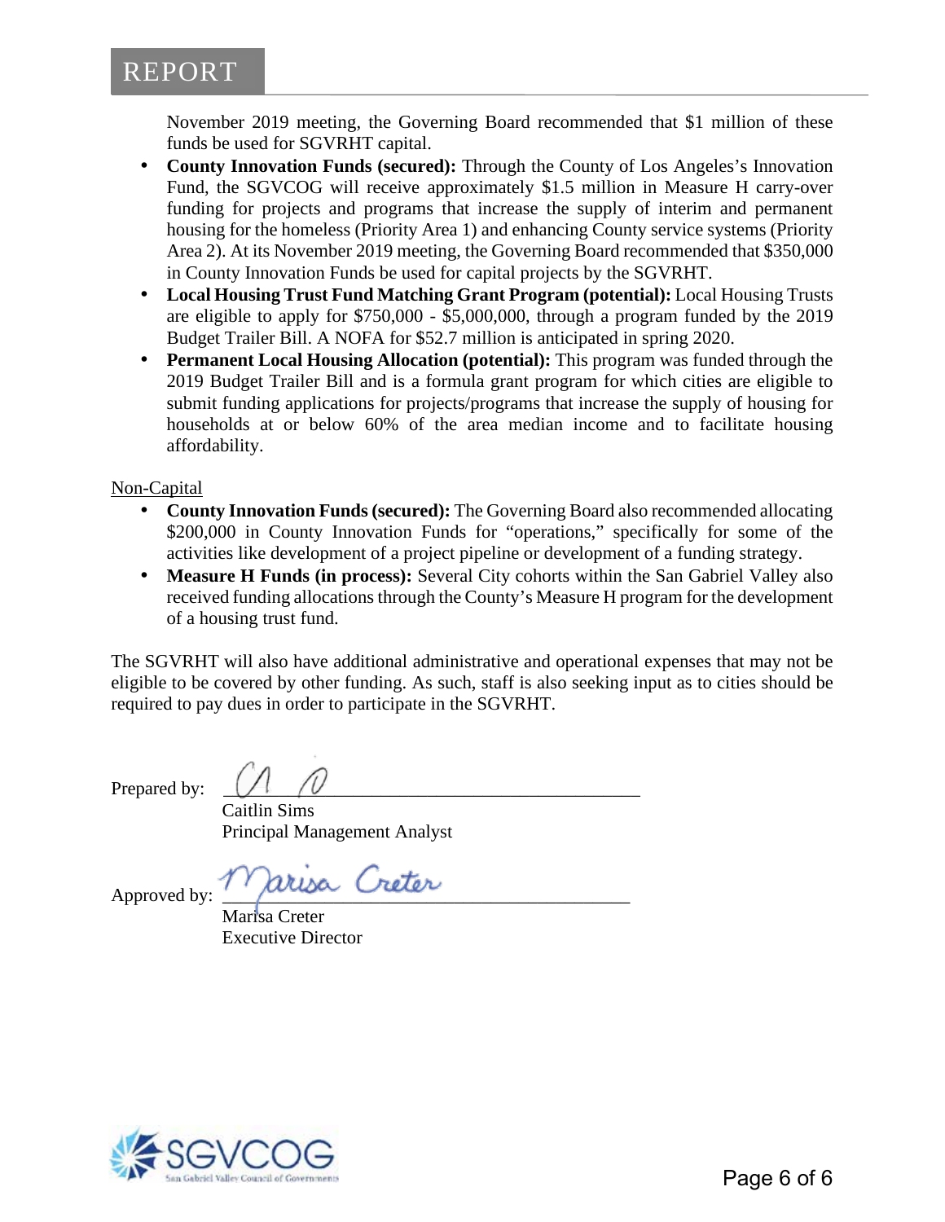November 2019 meeting, the Governing Board recommended that $1 million of these funds be used for SGVRHT capital.

- **County Innovation Funds (secured):** Through the County of Los Angeles's Innovation Fund, the SGVCOG will receive approximately $1.5 million in Measure H carry-over funding for projects and programs that increase the supply of interim and permanent housing for the homeless (Priority Area 1) and enhancing County service systems (Priority Area 2). At its November 2019 meeting, the Governing Board recommended that $350,000 in County Innovation Funds be used for capital projects by the SGVRHT.
- **Local Housing Trust Fund Matching Grant Program (potential):** Local Housing Trusts are eligible to apply for $750,000 - $5,000,000, through a program funded by the 2019 Budget Trailer Bill. A NOFA for $52.7 million is anticipated in spring 2020.
- **Permanent Local Housing Allocation (potential):** This program was funded through the 2019 Budget Trailer Bill and is a formula grant program for which cities are eligible to submit funding applications for projects/programs that increase the supply of housing for households at or below 60% of the area median income and to facilitate housing affordability.

<u>Non-Capital</u>

- **County Innovation Funds (secured):** The Governing Board also recommended allocating $200,000 in County Innovation Funds for "operations," specifically for some of the activities like development of a project pipeline or development of a funding strategy.
- **Measure H Funds (in process):** Several City cohorts within the San Gabriel Valley also received funding allocations through the County's Measure H program for the development of a housing trust fund.

The SGVRHT will also have additional administrative and operational expenses that may not be eligible to be covered by other funding. As such, staff is also seeking input as to cities should be required to pay dues in order to participate in the SGVRHT.

Prepared by: ____________________
Caitlin Sims
Principal Management Analyst

Approved by: ____________________
Marisa Creter
Executive Director